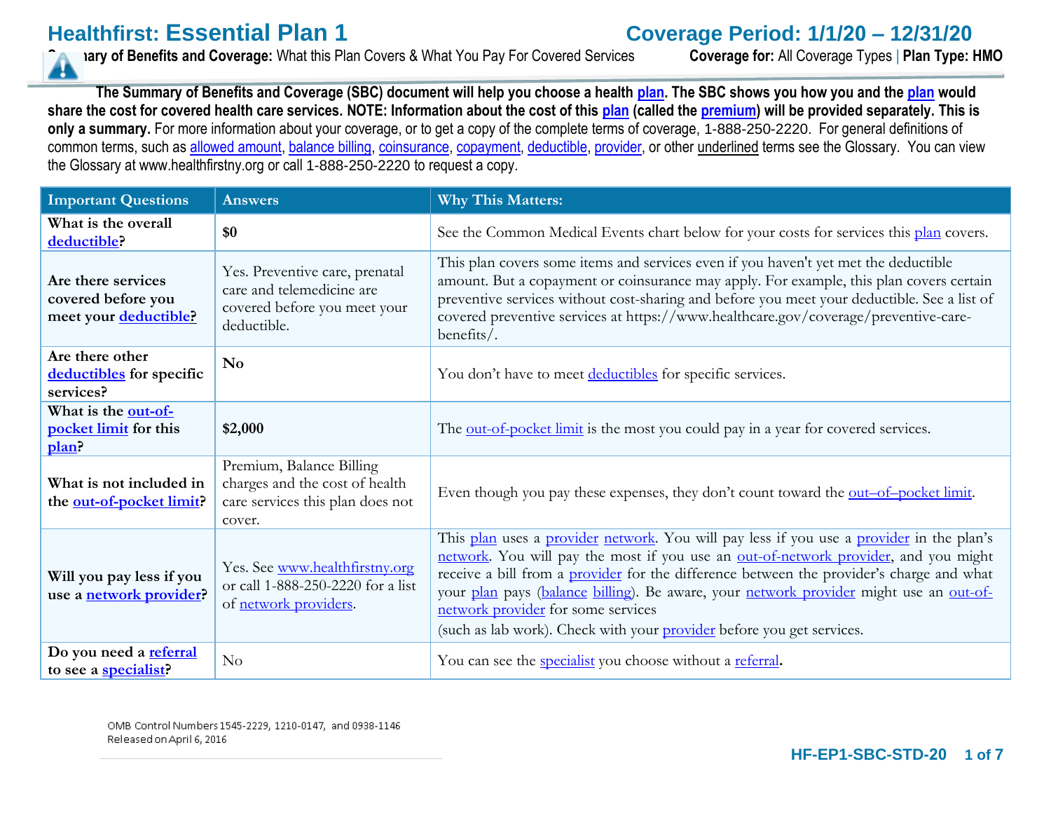# Healthfirst: Essential Plan 1

## Coverage Period: 1/1/20 – 12/31/20

**Summary of Benefits and Coverage:** What this Plan Covers & What You Pay For Covered Services **Coverage for:** All Coverage Types | **Plan Type: HMO**

**The Summary of Benefits and Coverage (SBC) document will help you choose a health plan. The SBC shows you how you and the plan would share the cost for covered health care services. NOTE: Information about the cost of this plan (called the premium) will be provided separately. This is only a summary.** For more information about your coverage, or to get a copy of the complete terms of coverage, 1-888-250-2220. For general definitions of common terms, such as allowed amount, balance billing, coinsurance, copayment, deductible, provider, or other underlined terms see the Glossary. You can view the Glossary at www.healthfirstny.org or call 1-888-250-2220 to request a copy.

| Important Questions | Answers | Why This Matters: |
|---|---|---|
| **What is the overall deductible?** | **$0** | See the Common Medical Events chart below for your costs for services this plan covers. |
| **Are there services covered before you meet your deductible?** | Yes. Preventive care, prenatal care and telemedicine are covered before you meet your deductible. | This plan covers some items and services even if you haven't yet met the deductible amount. But a copayment or coinsurance may apply. For example, this plan covers certain preventive services without cost-sharing and before you meet your deductible. See a list of covered preventive services at https://www.healthcare.gov/coverage/preventive-care-benefits/. |
| **Are there other deductibles for specific services?** | **No** | You don't have to meet deductibles for specific services. |
| **What is the out-of-pocket limit for this plan?** | **$2,000** | The out-of-pocket limit is the most you could pay in a year for covered services. |
| **What is not included in the out-of-pocket limit?** | Premium, Balance Billing charges and the cost of health care services this plan does not cover. | Even though you pay these expenses, they don't count toward the out–of–pocket limit. |
| **Will you pay less if you use a network provider?** | Yes. See www.healthfirstny.org or call 1-888-250-2220 for a list of network providers. | This plan uses a provider network. You will pay less if you use a provider in the plan's network. You will pay the most if you use an out-of-network provider, and you might receive a bill from a provider for the difference between the provider's charge and what your plan pays (balance billing). Be aware, your network provider might use an out-of-network provider for some services (such as lab work). Check with your provider before you get services. |
| **Do you need a referral to see a specialist?** | No | You can see the specialist you choose without a referral. |

OMB Control Numbers 1545-2229, 1210-0147, and 0938-1146
Released on April 6, 2016

HF-EP1-SBC-STD-20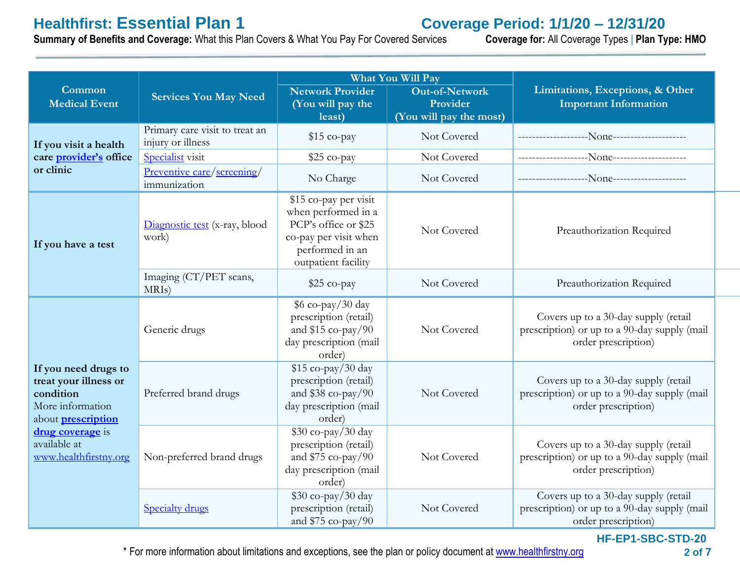# Healthfirst: Essential Plan 1

**Coverage Period: 1/1/20 – 12/31/20**

**Summary of Benefits and Coverage:** What this Plan Covers & What You Pay For Covered Services **Coverage for:** All Coverage Types | **Plan Type: HMO**

| Common Medical Event | Services You May Need | What You Will Pay | | Limitations, Exceptions, & Other Important Information |
|---|---|---|---|---|
| | | Network Provider (You will pay the least) | Out-of-Network Provider (You will pay the most) | |
| **If you visit a health care provider's office or clinic** | Primary care visit to treat an injury or illness | $15 co-pay | Not Covered | --------------------None--------------------- |
| | Specialist visit | $25 co-pay | Not Covered | --------------------None--------------------- |
| | Preventive care/screening/ immunization | No Charge | Not Covered | --------------------None--------------------- |
| **If you have a test** | Diagnostic test (x-ray, blood work) | $15 co-pay per visit when performed in a PCP's office or $25 co-pay per visit when performed in an outpatient facility | Not Covered | Preauthorization Required |
| | Imaging (CT/PET scans, MRIs) | $25 co-pay | Not Covered | Preauthorization Required |
| **If you need drugs to treat your illness or condition** More information about **prescription drug coverage** is available at www.healthfirstny.org | Generic drugs | $6 co-pay/30 day prescription (retail) and $15 co-pay/90 day prescription (mail order) | Not Covered | Covers up to a 30-day supply (retail prescription) or up to a 90-day supply (mail order prescription) |
| | Preferred brand drugs | $15 co-pay/30 day prescription (retail) and $38 co-pay/90 day prescription (mail order) | Not Covered | Covers up to a 30-day supply (retail prescription) or up to a 90-day supply (mail order prescription) |
| | Non-preferred brand drugs | $30 co-pay/30 day prescription (retail) and $75 co-pay/90 day prescription (mail order) | Not Covered | Covers up to a 30-day supply (retail prescription) or up to a 90-day supply (mail order prescription) |
| | Specialty drugs | $30 co-pay/30 day prescription (retail) and $75 co-pay/90 | Not Covered | Covers up to a 30-day supply (retail prescription) or up to a 90-day supply (mail order prescription) |

HF-EP1-SBC-STD-20

\* For more information about limitations and exceptions, see the plan or policy document at www.healthfirstny.org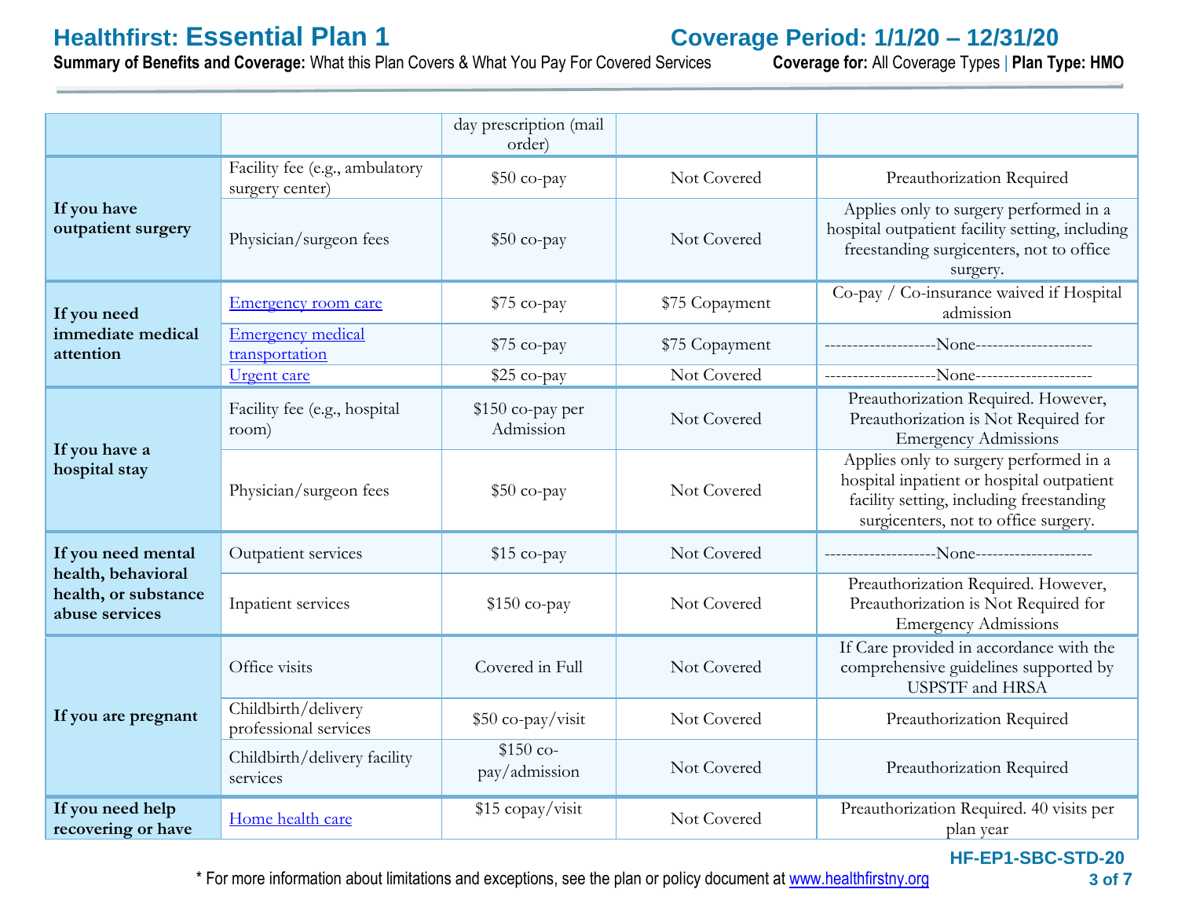| | | day prescription (mail order) | | |
|---|---|---|---|---|
| If you have outpatient surgery | Facility fee (e.g., ambulatory surgery center) | $50 co-pay | Not Covered | Preauthorization Required |
| | Physician/surgeon fees | $50 co-pay | Not Covered | Applies only to surgery performed in a hospital outpatient facility setting, including freestanding surgicenters, not to office surgery. |
| If you need immediate medical attention | Emergency room care | $75 co-pay | $75 Copayment | Co-pay / Co-insurance waived if Hospital admission |
| | Emergency medical transportation | $75 co-pay | $75 Copayment | --------------------None--------------------- |
| | Urgent care | $25 co-pay | Not Covered | --------------------None--------------------- |
| If you have a hospital stay | Facility fee (e.g., hospital room) | $150 co-pay per Admission | Not Covered | Preauthorization Required. However, Preauthorization is Not Required for Emergency Admissions |
| | Physician/surgeon fees | $50 co-pay | Not Covered | Applies only to surgery performed in a hospital inpatient or hospital outpatient facility setting, including freestanding surgicenters, not to office surgery. |
| If you need mental health, behavioral health, or substance abuse services | Outpatient services | $15 co-pay | Not Covered | --------------------None--------------------- |
| | Inpatient services | $150 co-pay | Not Covered | Preauthorization Required. However, Preauthorization is Not Required for Emergency Admissions |
| If you are pregnant | Office visits | Covered in Full | Not Covered | If Care provided in accordance with the comprehensive guidelines supported by USPSTF and HRSA |
| | Childbirth/delivery professional services | $50 co-pay/visit | Not Covered | Preauthorization Required |
| | Childbirth/delivery facility services | $150 co-pay/admission | Not Covered | Preauthorization Required |
| If you need help recovering or have | Home health care | $15 copay/visit | Not Covered | Preauthorization Required. 40 visits per plan year |

\* For more information about limitations and exceptions, see the plan or policy document at www.healthfirstny.org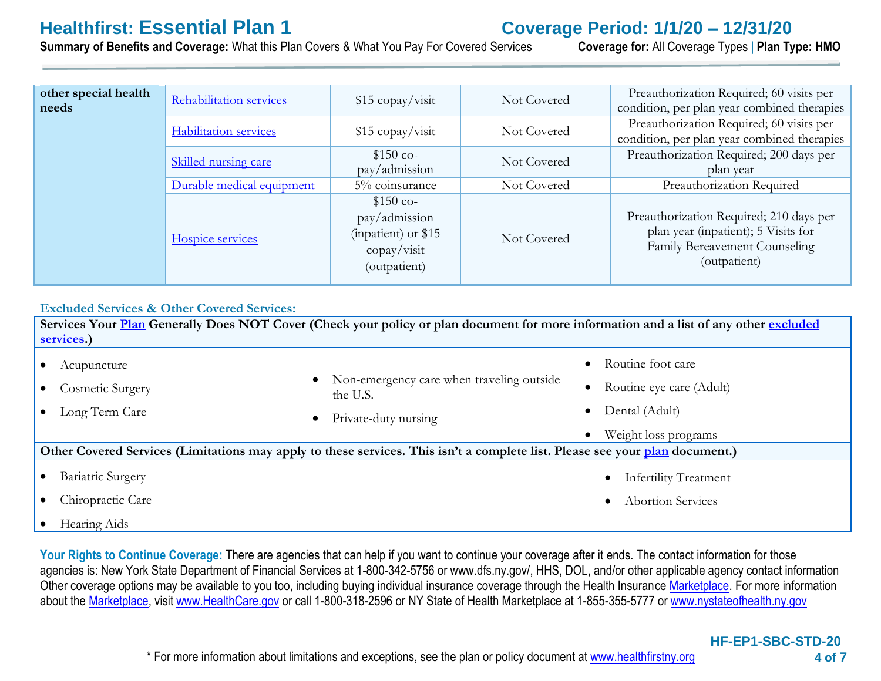| | | | | |
|---|---|---|---|---|
| other special health needs | Rehabilitation services | $15 copay/visit | Not Covered | Preauthorization Required; 60 visits per condition, per plan year combined therapies |
| | Habilitation services | $15 copay/visit | Not Covered | Preauthorization Required; 60 visits per condition, per plan year combined therapies |
| | Skilled nursing care | $150 co-pay/admission | Not Covered | Preauthorization Required; 200 days per plan year |
| | Durable medical equipment | 5% coinsurance | Not Covered | Preauthorization Required |
| | Hospice services | $150 co-pay/admission (inpatient) or $15 copay/visit (outpatient) | Not Covered | Preauthorization Required; 210 days per plan year (inpatient); 5 Visits for Family Bereavement Counseling (outpatient) |

### Excluded Services & Other Covered Services:

**Services Your Plan Generally Does NOT Cover (Check your policy or plan document for more information and a list of any other excluded services.)**

- Acupuncture
- Cosmetic Surgery
- Long Term Care
- Non-emergency care when traveling outside the U.S.
- Private-duty nursing
- Routine foot care
- Routine eye care (Adult)
- Dental (Adult)
- Weight loss programs

**Other Covered Services (Limitations may apply to these services. This isn't a complete list. Please see your plan document.)**

- Bariatric Surgery
- Chiropractic Care
- Hearing Aids
- Infertility Treatment
- Abortion Services

**Your Rights to Continue Coverage:** There are agencies that can help if you want to continue your coverage after it ends. The contact information for those agencies is: New York State Department of Financial Services at 1-800-342-5756 or www.dfs.ny.gov/, HHS, DOL, and/or other applicable agency contact information Other coverage options may be available to you too, including buying individual insurance coverage through the Health Insurance Marketplace. For more information about the Marketplace, visit www.HealthCare.gov or call 1-800-318-2596 or NY State of Health Marketplace at 1-855-355-5777 or www.nystateofhealth.ny.gov

\* For more information about limitations and exceptions, see the plan or policy document at www.healthfirstny.org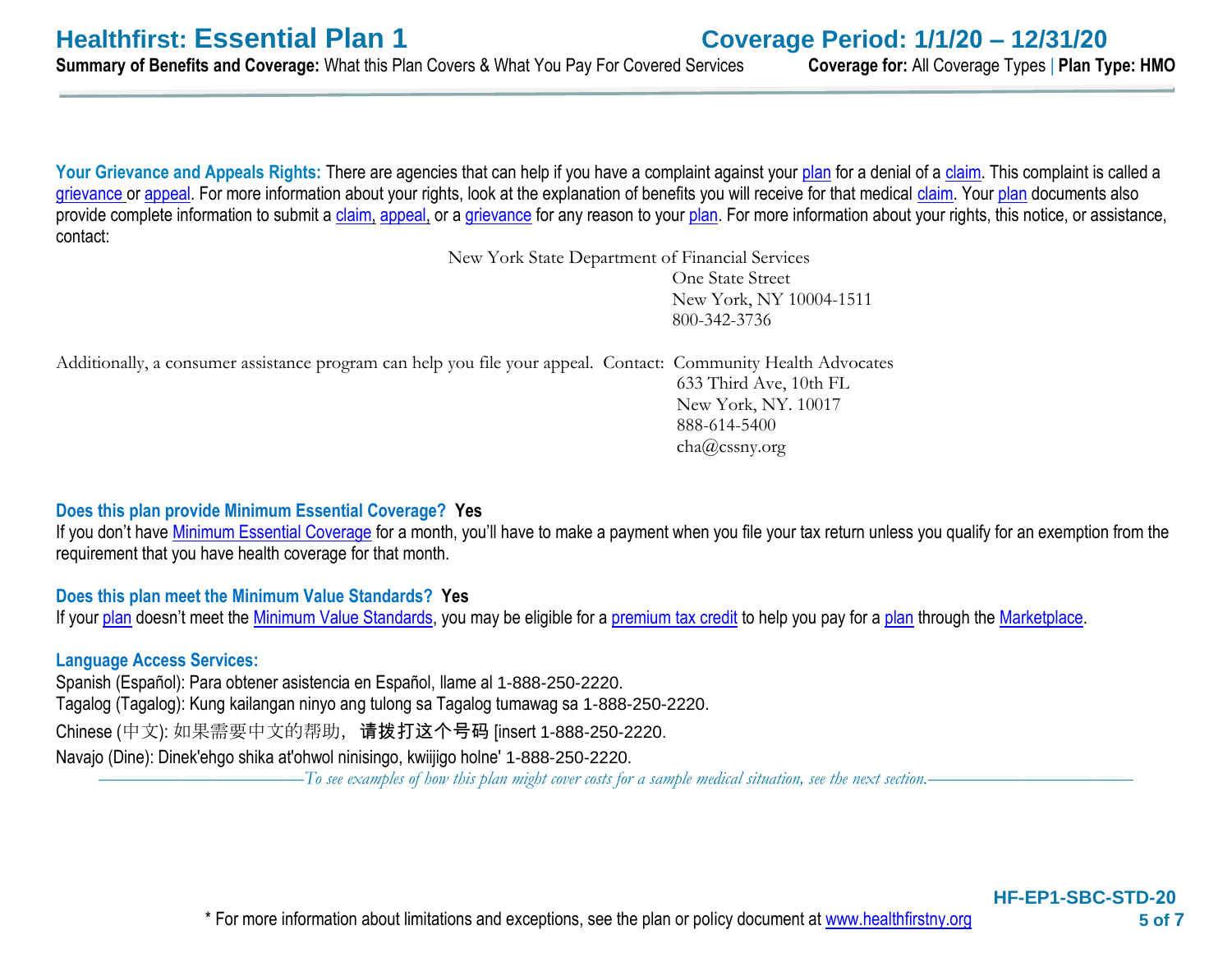**Your Grievance and Appeals Rights:** There are agencies that can help if you have a complaint against your plan for a denial of a claim. This complaint is called a grievance or appeal. For more information about your rights, look at the explanation of benefits you will receive for that medical claim. Your plan documents also provide complete information to submit a claim, appeal, or a grievance for any reason to your plan. For more information about your rights, this notice, or assistance, contact:

New York State Department of Financial Services
One State Street
New York, NY 10004-1511
800-342-3736

Additionally, a consumer assistance program can help you file your appeal. Contact: Community Health Advocates
633 Third Ave, 10th FL
New York, NY. 10017
888-614-5400
cha@cssny.org

**Does this plan provide Minimum Essential Coverage? Yes**

If you don't have Minimum Essential Coverage for a month, you'll have to make a payment when you file your tax return unless you qualify for an exemption from the requirement that you have health coverage for that month.

**Does this plan meet the Minimum Value Standards? Yes**

If your plan doesn't meet the Minimum Value Standards, you may be eligible for a premium tax credit to help you pay for a plan through the Marketplace.

**Language Access Services:**

Spanish (Español): Para obtener asistencia en Español, llame al 1-888-250-2220.
Tagalog (Tagalog): Kung kailangan ninyo ang tulong sa Tagalog tumawag sa 1-888-250-2220.
Chinese (中文): 如果需要中文的帮助，请拨打这个号码 [insert 1-888-250-2220.
Navajo (Dine): Dinek'ehgo shika at'ohwol ninisingo, kwiijigo holne' 1-888-250-2220.

*To see examples of how this plan might cover costs for a sample medical situation, see the next section.*

HF-EP1-SBC-STD-20

* For more information about limitations and exceptions, see the plan or policy document at www.healthfirstny.org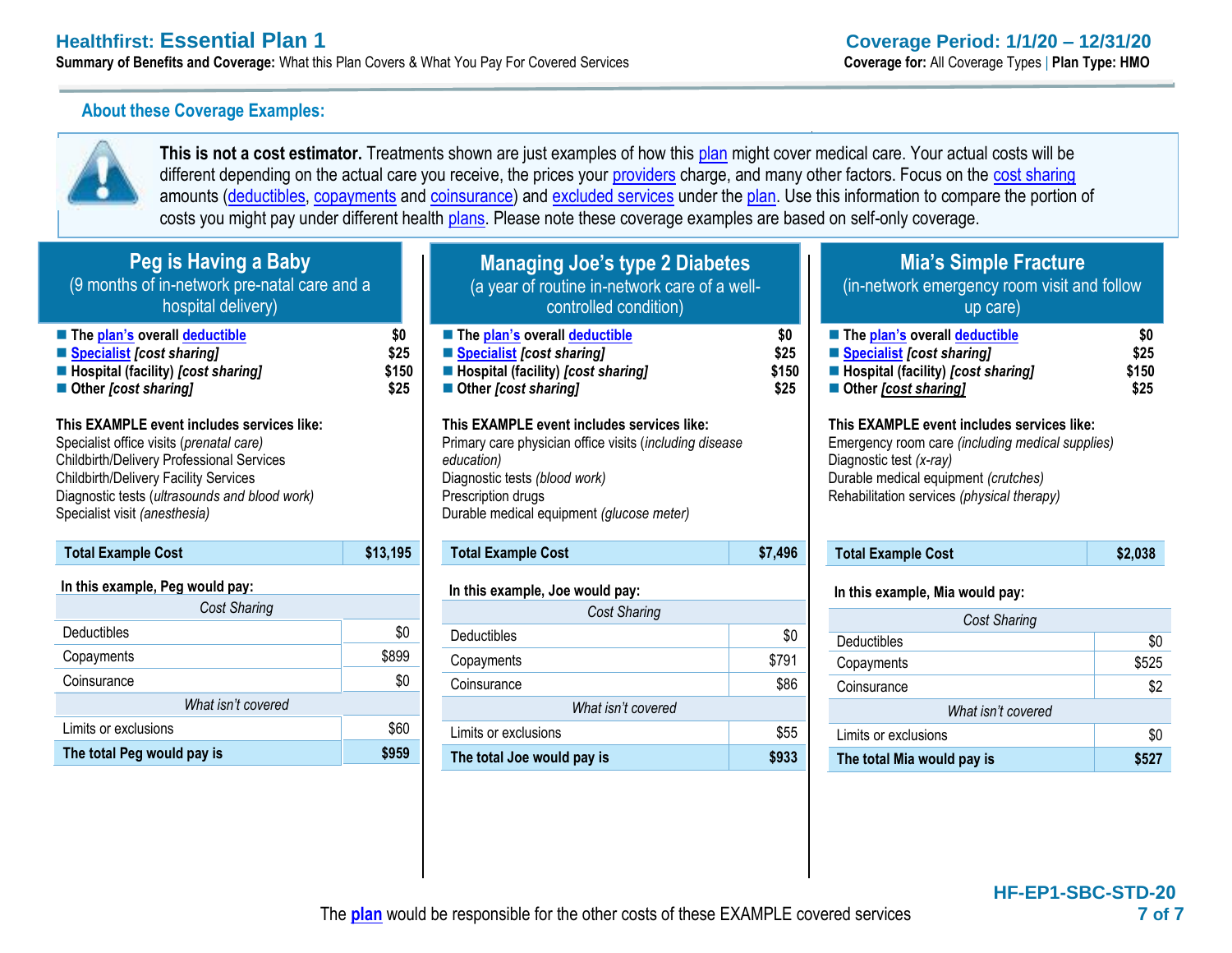## About these Coverage Examples:

**This is not a cost estimator.** Treatments shown are just examples of how this plan might cover medical care. Your actual costs will be different depending on the actual care you receive, the prices your providers charge, and many other factors. Focus on the cost sharing amounts (deductibles, copayments and coinsurance) and excluded services under the plan. Use this information to compare the portion of costs you might pay under different health plans. Please note these coverage examples are based on self-only coverage.

### Peg is Having a Baby
(9 months of in-network pre-natal care and a hospital delivery)

| | |
|---|---|
| The plan's overall deductible | $0 |
| Specialist *[cost sharing]* | $25 |
| Hospital (facility) *[cost sharing]* | $150 |
| Other *[cost sharing]* | $25 |

**This EXAMPLE event includes services like:**
Specialist office visits (*prenatal care*)
Childbirth/Delivery Professional Services
Childbirth/Delivery Facility Services
Diagnostic tests (*ultrasounds and blood work*)
Specialist visit *(anesthesia)*

| **Total Example Cost** | **$13,195** |
|---|---|
| **In this example, Peg would pay:** | |
| *Cost Sharing* | |
| Deductibles | $0 |
| Copayments | $899 |
| Coinsurance | $0 |
| *What isn't covered* | |
| Limits or exclusions | $60 |
| **The total Peg would pay is** | **$959** |

### Managing Joe's type 2 Diabetes
(a year of routine in-network care of a well-controlled condition)

| | |
|---|---|
| The plan's overall deductible | $0 |
| Specialist *[cost sharing]* | $25 |
| Hospital (facility) *[cost sharing]* | $150 |
| Other *[cost sharing]* | $25 |

**This EXAMPLE event includes services like:**
Primary care physician office visits (*including disease education)*
Diagnostic tests *(blood work)*
Prescription drugs
Durable medical equipment *(glucose meter)*

| **Total Example Cost** | **$7,496** |
|---|---|
| **In this example, Joe would pay:** | |
| *Cost Sharing* | |
| Deductibles | $0 |
| Copayments | $791 |
| Coinsurance | $86 |
| *What isn't covered* | |
| Limits or exclusions | $55 |
| **The total Joe would pay is** | **$933** |

### Mia's Simple Fracture
(in-network emergency room visit and follow up care)

| | |
|---|---|
| The plan's overall deductible | $0 |
| Specialist *[cost sharing]* | $25 |
| Hospital (facility) *[cost sharing]* | $150 |
| Other *[cost sharing]* | $25 |

**This EXAMPLE event includes services like:**
Emergency room care *(including medical supplies)*
Diagnostic test *(x-ray)*
Durable medical equipment *(crutches)*
Rehabilitation services *(physical therapy)*

| **Total Example Cost** | **$2,038** |
|---|---|
| **In this example, Mia would pay:** | |
| *Cost Sharing* | |
| Deductibles | $0 |
| Copayments | $525 |
| Coinsurance | $2 |
| *What isn't covered* | |
| Limits or exclusions | $0 |
| **The total Mia would pay is** | **$527** |

The plan would be responsible for the other costs of these EXAMPLE covered services

HF-EP1-SBC-STD-20